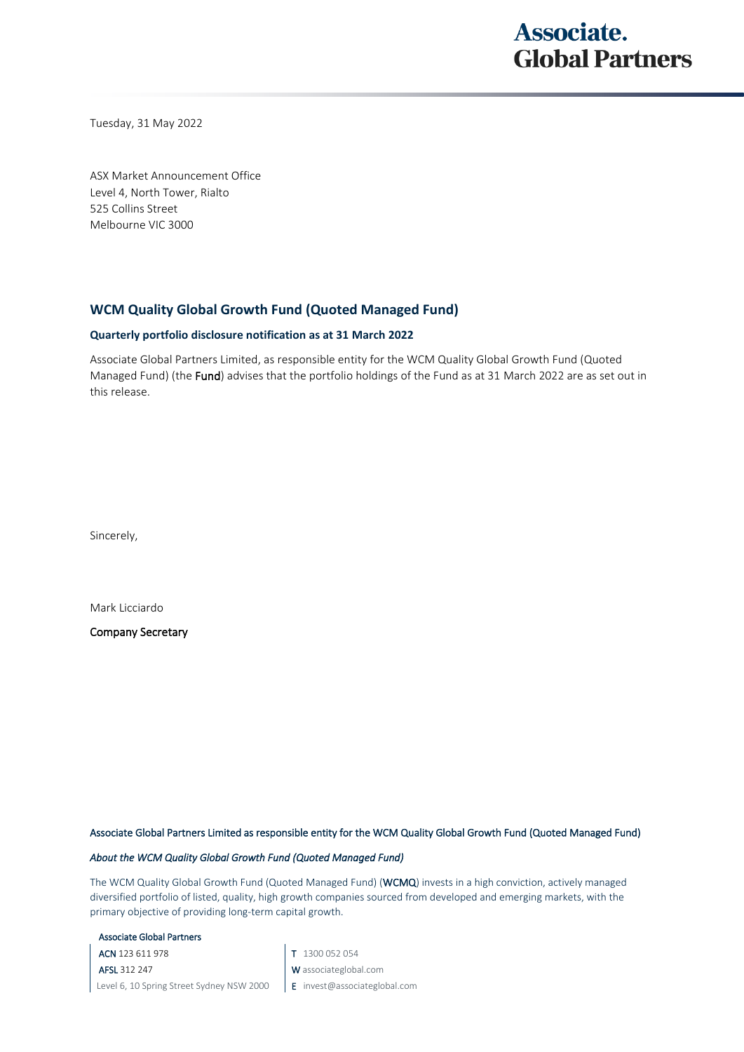Tuesday, 31 May 2022

ASX Market Announcement Office
Level 4, North Tower, Rialto
525 Collins Street
Melbourne VIC 3000

## WCM Quality Global Growth Fund (Quoted Managed Fund)

### Quarterly portfolio disclosure notification as at 31 March 2022

Associate Global Partners Limited, as responsible entity for the WCM Quality Global Growth Fund (Quoted Managed Fund) (the **Fund**) advises that the portfolio holdings of the Fund as at 31 March 2022 are as set out in this release.

Sincerely,

Mark Licciardo

**Company Secretary**

Associate Global Partners Limited as responsible entity for the WCM Quality Global Growth Fund (Quoted Managed Fund)

*About the WCM Quality Global Growth Fund (Quoted Managed Fund)*

The WCM Quality Global Growth Fund (Quoted Managed Fund) (**WCMQ**) invests in a high conviction, actively managed diversified portfolio of listed, quality, high growth companies sourced from developed and emerging markets, with the primary objective of providing long-term capital growth.

Associate Global Partners
ACN 123 611 978
AFSL 312 247
Level 6, 10 Spring Street Sydney NSW 2000

T 1300 052 054
W associateglobal.com
E invest@associateglobal.com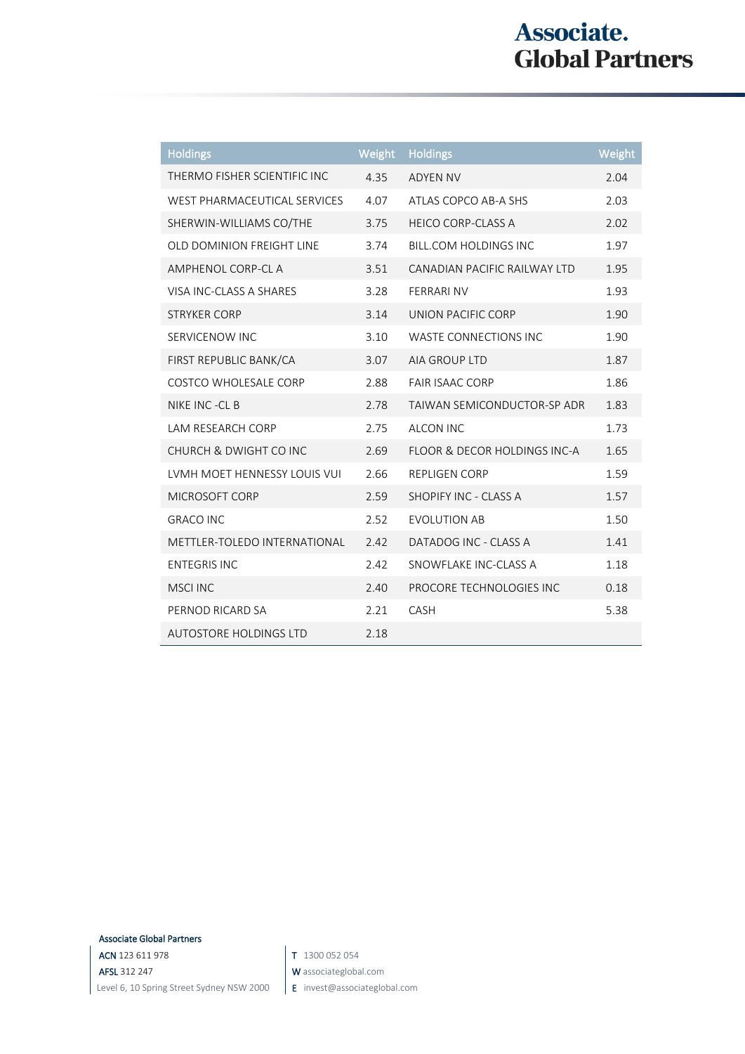| Holdings | Weight | Holdings | Weight |
|---|---|---|---|
| THERMO FISHER SCIENTIFIC INC | 4.35 | ADYEN NV | 2.04 |
| WEST PHARMACEUTICAL SERVICES | 4.07 | ATLAS COPCO AB-A SHS | 2.03 |
| SHERWIN-WILLIAMS CO/THE | 3.75 | HEICO CORP-CLASS A | 2.02 |
| OLD DOMINION FREIGHT LINE | 3.74 | BILL.COM HOLDINGS INC | 1.97 |
| AMPHENOL CORP-CL A | 3.51 | CANADIAN PACIFIC RAILWAY LTD | 1.95 |
| VISA INC-CLASS A SHARES | 3.28 | FERRARI NV | 1.93 |
| STRYKER CORP | 3.14 | UNION PACIFIC CORP | 1.90 |
| SERVICENOW INC | 3.10 | WASTE CONNECTIONS INC | 1.90 |
| FIRST REPUBLIC BANK/CA | 3.07 | AIA GROUP LTD | 1.87 |
| COSTCO WHOLESALE CORP | 2.88 | FAIR ISAAC CORP | 1.86 |
| NIKE INC -CL B | 2.78 | TAIWAN SEMICONDUCTOR-SP ADR | 1.83 |
| LAM RESEARCH CORP | 2.75 | ALCON INC | 1.73 |
| CHURCH & DWIGHT CO INC | 2.69 | FLOOR & DECOR HOLDINGS INC-A | 1.65 |
| LVMH MOET HENNESSY LOUIS VUI | 2.66 | REPLIGEN CORP | 1.59 |
| MICROSOFT CORP | 2.59 | SHOPIFY INC - CLASS A | 1.57 |
| GRACO INC | 2.52 | EVOLUTION AB | 1.50 |
| METTLER-TOLEDO INTERNATIONAL | 2.42 | DATADOG INC - CLASS A | 1.41 |
| ENTEGRIS INC | 2.42 | SNOWFLAKE INC-CLASS A | 1.18 |
| MSCI INC | 2.40 | PROCORE TECHNOLOGIES INC | 0.18 |
| PERNOD RICARD SA | 2.21 | CASH | 5.38 |
| AUTOSTORE HOLDINGS LTD | 2.18 | | |

**Associate Global Partners**

**ACN** 123 611 978
**AFSL** 312 247
Level 6, 10 Spring Street Sydney NSW 2000

**T** 1300 052 054
**W** associateglobal.com
**E** invest@associateglobal.com